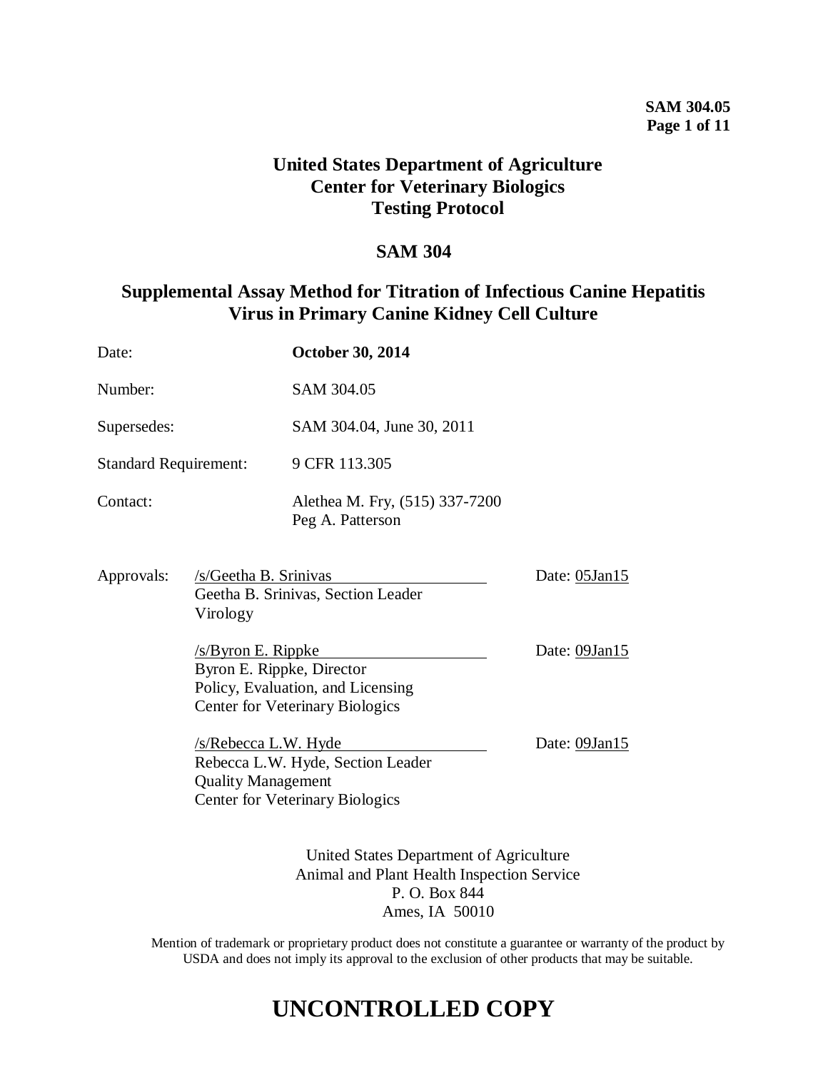**SAM 304.05**

# United States Department of Agriculture
# Center for Veterinary Biologics
# Testing Protocol

## SAM 304

## Supplemental Assay Method for Titration of Infectious Canine Hepatitis Virus in Primary Canine Kidney Cell Culture

| | |
|---|---|
| Date: | **October 30, 2014** |
| Number: | SAM 304.05 |
| Supersedes: | SAM 304.04, June 30, 2011 |
| Standard Requirement: | 9 CFR 113.305 |
| Contact: | Alethea M. Fry, (515) 337-7200<br>Peg A. Patterson |

| | | |
|---|---|---|
| Approvals: | /s/Geetha B. Srinivas<br>Geetha B. Srinivas, Section Leader<br>Virology | Date: 05Jan15 |
| | /s/Byron E. Rippke<br>Byron E. Rippke, Director<br>Policy, Evaluation, and Licensing<br>Center for Veterinary Biologics | Date: 09Jan15 |
| | /s/Rebecca L.W. Hyde<br>Rebecca L.W. Hyde, Section Leader<br>Quality Management<br>Center for Veterinary Biologics | Date: 09Jan15 |

United States Department of Agriculture
Animal and Plant Health Inspection Service
P. O. Box 844
Ames, IA 50010

Mention of trademark or proprietary product does not constitute a guarantee or warranty of the product by USDA and does not imply its approval to the exclusion of other products that may be suitable.

# UNCONTROLLED COPY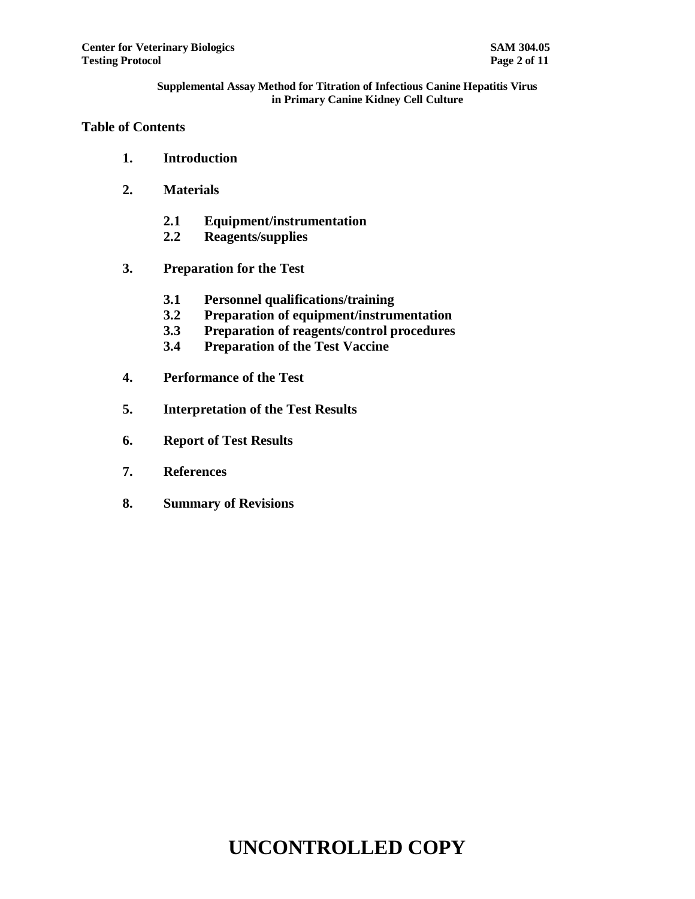**Supplemental Assay Method for Titration of Infectious Canine Hepatitis Virus in Primary Canine Kidney Cell Culture**

## Table of Contents

**1. Introduction**

**2. Materials**

- **2.1 Equipment/instrumentation**
- **2.2 Reagents/supplies**

**3. Preparation for the Test**

- **3.1 Personnel qualifications/training**
- **3.2 Preparation of equipment/instrumentation**
- **3.3 Preparation of reagents/control procedures**
- **3.4 Preparation of the Test Vaccine**

**4. Performance of the Test**

**5. Interpretation of the Test Results**

**6. Report of Test Results**

**7. References**

**8. Summary of Revisions**

# UNCONTROLLED COPY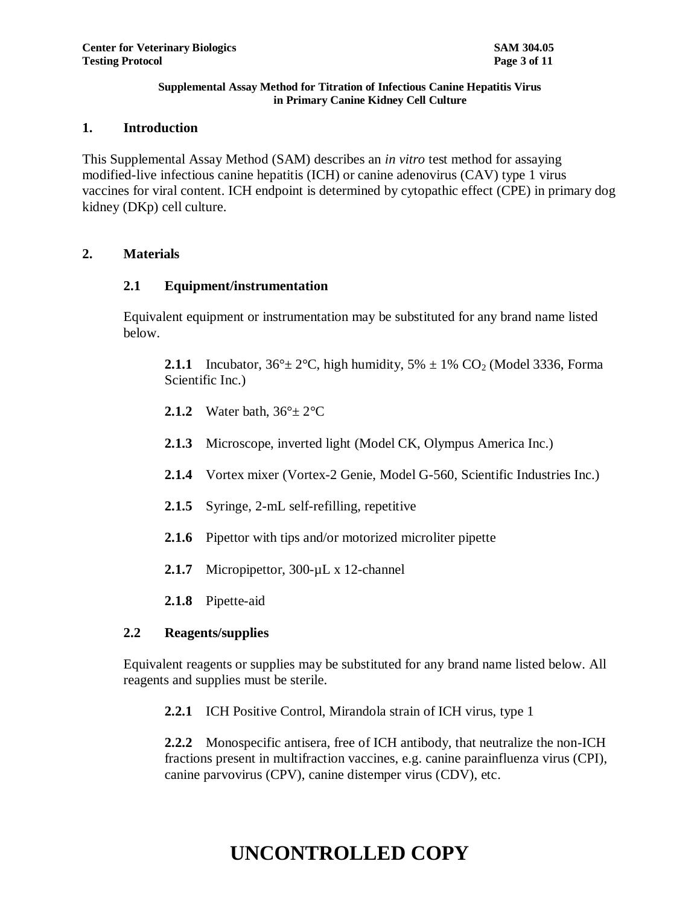**Supplemental Assay Method for Titration of Infectious Canine Hepatitis Virus in Primary Canine Kidney Cell Culture**

## 1. Introduction

This Supplemental Assay Method (SAM) describes an *in vitro* test method for assaying modified-live infectious canine hepatitis (ICH) or canine adenovirus (CAV) type 1 virus vaccines for viral content. ICH endpoint is determined by cytopathic effect (CPE) in primary dog kidney (DKp) cell culture.

## 2. Materials

### 2.1 Equipment/instrumentation

Equivalent equipment or instrumentation may be substituted for any brand name listed below.

**2.1.1** Incubator, 36°± 2°C, high humidity, 5% ± 1% $CO_2$ (Model 3336, Forma Scientific Inc.)

**2.1.2** Water bath, 36°± 2°C

**2.1.3** Microscope, inverted light (Model CK, Olympus America Inc.)

**2.1.4** Vortex mixer (Vortex-2 Genie, Model G-560, Scientific Industries Inc.)

**2.1.5** Syringe, 2-mL self-refilling, repetitive

**2.1.6** Pipettor with tips and/or motorized microliter pipette

**2.1.7** Micropipettor, 300-µL x 12-channel

**2.1.8** Pipette-aid

### 2.2 Reagents/supplies

Equivalent reagents or supplies may be substituted for any brand name listed below. All reagents and supplies must be sterile.

**2.2.1** ICH Positive Control, Mirandola strain of ICH virus, type 1

**2.2.2** Monospecific antisera, free of ICH antibody, that neutralize the non-ICH fractions present in multifraction vaccines, e.g. canine parainfluenza virus (CPI), canine parvovirus (CPV), canine distemper virus (CDV), etc.

# UNCONTROLLED COPY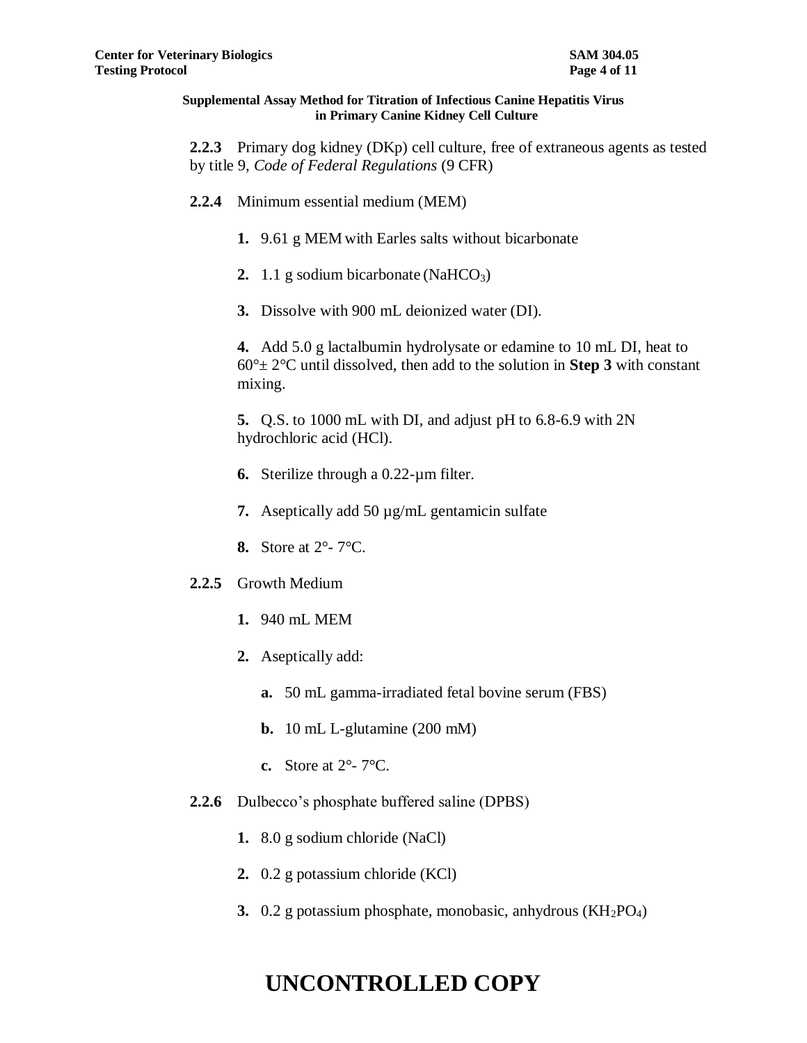**2.2.3** Primary dog kidney (DKp) cell culture, free of extraneous agents as tested by title 9, *Code of Federal Regulations* (9 CFR)

**2.2.4** Minimum essential medium (MEM)

**1.** 9.61 g MEM with Earles salts without bicarbonate

**2.** 1.1 g sodium bicarbonate ($NaHCO_3$)

**3.** Dissolve with 900 mL deionized water (DI).

**4.** Add 5.0 g lactalbumin hydrolysate or edamine to 10 mL DI, heat to 60°± 2°C until dissolved, then add to the solution in **Step 3** with constant mixing.

**5.** Q.S. to 1000 mL with DI, and adjust pH to 6.8-6.9 with 2N hydrochloric acid (HCl).

**6.** Sterilize through a 0.22-µm filter.

**7.** Aseptically add 50 µg/mL gentamicin sulfate

**8.** Store at 2°- 7°C.

**2.2.5** Growth Medium

**1.** 940 mL MEM

**2.** Aseptically add:

**a.** 50 mL gamma-irradiated fetal bovine serum (FBS)

**b.** 10 mL L-glutamine (200 mM)

**c.** Store at 2°- 7°C.

**2.2.6** Dulbecco's phosphate buffered saline (DPBS)

**1.** 8.0 g sodium chloride (NaCl)

**2.** 0.2 g potassium chloride (KCl)

**3.** 0.2 g potassium phosphate, monobasic, anhydrous ($KH_2PO_4$)

# UNCONTROLLED COPY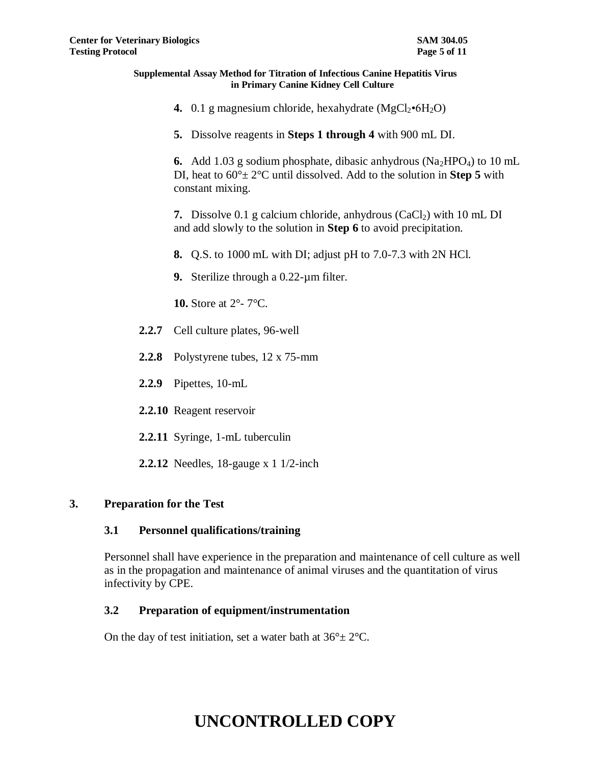**4.** 0.1 g magnesium chloride, hexahydrate ($MgCl_2 \cdot 6H_2O$)

**5.** Dissolve reagents in **Steps 1 through 4** with 900 mL DI.

**6.** Add 1.03 g sodium phosphate, dibasic anhydrous ($Na_2HPO_4$) to 10 mL DI, heat to 60°± 2°C until dissolved. Add to the solution in **Step 5** with constant mixing.

**7.** Dissolve 0.1 g calcium chloride, anhydrous ($CaCl_2$) with 10 mL DI and add slowly to the solution in **Step 6** to avoid precipitation.

**8.** Q.S. to 1000 mL with DI; adjust pH to 7.0-7.3 with 2N HCl.

**9.** Sterilize through a 0.22-µm filter.

**10.** Store at 2°- 7°C.

**2.2.7** Cell culture plates, 96-well

**2.2.8** Polystyrene tubes, 12 x 75-mm

**2.2.9** Pipettes, 10-mL

**2.2.10** Reagent reservoir

**2.2.11** Syringe, 1-mL tuberculin

**2.2.12** Needles, 18-gauge x 1 1/2-inch

## 3. Preparation for the Test

### 3.1 Personnel qualifications/training

Personnel shall have experience in the preparation and maintenance of cell culture as well as in the propagation and maintenance of animal viruses and the quantitation of virus infectivity by CPE.

### 3.2 Preparation of equipment/instrumentation

On the day of test initiation, set a water bath at 36°± 2°C.

**UNCONTROLLED COPY**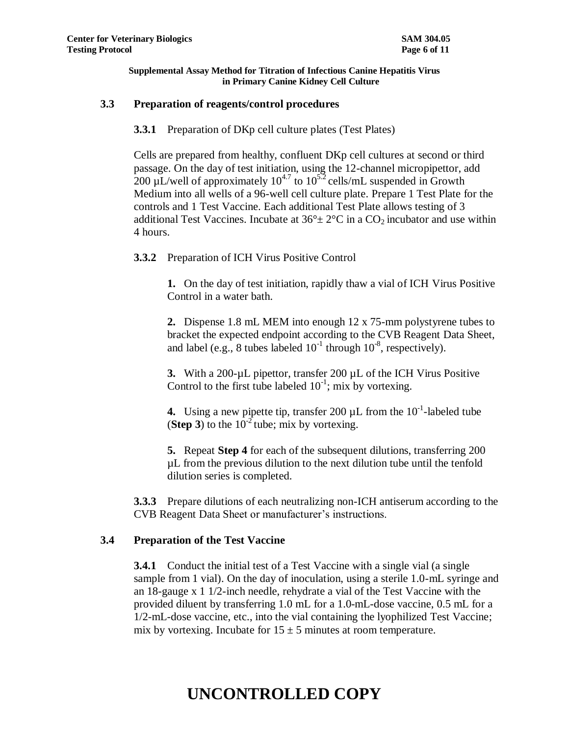### 3.3 Preparation of reagents/control procedures

**3.3.1** Preparation of DKp cell culture plates (Test Plates)

Cells are prepared from healthy, confluent DKp cell cultures at second or third passage. On the day of test initiation, using the 12-channel micropipettor, add 200 µL/well of approximately $10^{4.7}$ to $10^{5.2}$ cells/mL suspended in Growth Medium into all wells of a 96-well cell culture plate. Prepare 1 Test Plate for the controls and 1 Test Vaccine. Each additional Test Plate allows testing of 3 additional Test Vaccines. Incubate at 36°± 2°C in a $CO_2$ incubator and use within 4 hours.

**3.3.2** Preparation of ICH Virus Positive Control

**1.** On the day of test initiation, rapidly thaw a vial of ICH Virus Positive Control in a water bath.

**2.** Dispense 1.8 mL MEM into enough 12 x 75-mm polystyrene tubes to bracket the expected endpoint according to the CVB Reagent Data Sheet, and label (e.g., 8 tubes labeled $10^{-1}$ through $10^{-8}$, respectively).

**3.** With a 200-µL pipettor, transfer 200 µL of the ICH Virus Positive Control to the first tube labeled $10^{-1}$; mix by vortexing.

**4.** Using a new pipette tip, transfer 200 µL from the $10^{-1}$-labeled tube (**Step 3**) to the $10^{-2}$ tube; mix by vortexing.

**5.** Repeat **Step 4** for each of the subsequent dilutions, transferring 200 µL from the previous dilution to the next dilution tube until the tenfold dilution series is completed.

**3.3.3** Prepare dilutions of each neutralizing non-ICH antiserum according to the CVB Reagent Data Sheet or manufacturer's instructions.

### 3.4 Preparation of the Test Vaccine

**3.4.1** Conduct the initial test of a Test Vaccine with a single vial (a single sample from 1 vial). On the day of inoculation, using a sterile 1.0-mL syringe and an 18-gauge x 1 1/2-inch needle, rehydrate a vial of the Test Vaccine with the provided diluent by transferring 1.0 mL for a 1.0-mL-dose vaccine, 0.5 mL for a 1/2-mL-dose vaccine, etc., into the vial containing the lyophilized Test Vaccine; mix by vortexing. Incubate for 15 ± 5 minutes at room temperature.

# UNCONTROLLED COPY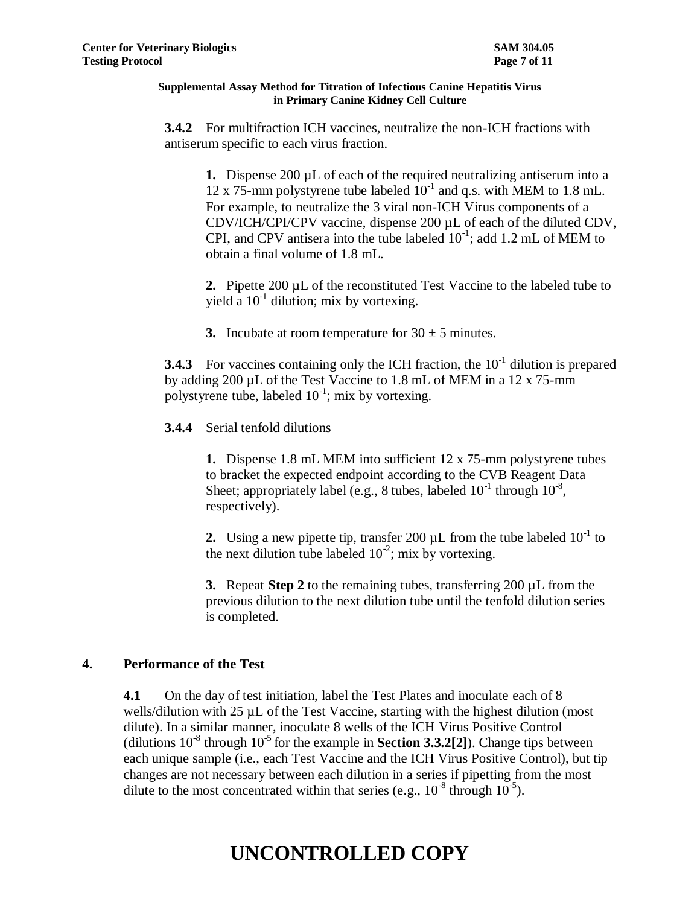**3.4.2** For multifraction ICH vaccines, neutralize the non-ICH fractions with antiserum specific to each virus fraction.

**1.** Dispense 200 µL of each of the required neutralizing antiserum into a 12 x 75-mm polystyrene tube labeled $10^{-1}$ and q.s. with MEM to 1.8 mL. For example, to neutralize the 3 viral non-ICH Virus components of a CDV/ICH/CPI/CPV vaccine, dispense 200 µL of each of the diluted CDV, CPI, and CPV antisera into the tube labeled $10^{-1}$; add 1.2 mL of MEM to obtain a final volume of 1.8 mL.

**2.** Pipette 200 µL of the reconstituted Test Vaccine to the labeled tube to yield a $10^{-1}$ dilution; mix by vortexing.

**3.** Incubate at room temperature for $30 \pm 5$ minutes.

**3.4.3** For vaccines containing only the ICH fraction, the $10^{-1}$ dilution is prepared by adding 200 µL of the Test Vaccine to 1.8 mL of MEM in a 12 x 75-mm polystyrene tube, labeled $10^{-1}$; mix by vortexing.

**3.4.4** Serial tenfold dilutions

**1.** Dispense 1.8 mL MEM into sufficient 12 x 75-mm polystyrene tubes to bracket the expected endpoint according to the CVB Reagent Data Sheet; appropriately label (e.g., 8 tubes, labeled $10^{-1}$ through $10^{-8}$, respectively).

**2.** Using a new pipette tip, transfer 200 µL from the tube labeled $10^{-1}$ to the next dilution tube labeled $10^{-2}$; mix by vortexing.

**3.** Repeat **Step 2** to the remaining tubes, transferring 200 µL from the previous dilution to the next dilution tube until the tenfold dilution series is completed.

## 4. Performance of the Test

**4.1** On the day of test initiation, label the Test Plates and inoculate each of 8 wells/dilution with 25 µL of the Test Vaccine, starting with the highest dilution (most dilute). In a similar manner, inoculate 8 wells of the ICH Virus Positive Control (dilutions $10^{-8}$ through $10^{-5}$ for the example in **Section 3.3.2[2]**). Change tips between each unique sample (i.e., each Test Vaccine and the ICH Virus Positive Control), but tip changes are not necessary between each dilution in a series if pipetting from the most dilute to the most concentrated within that series (e.g., $10^{-8}$ through $10^{-5}$).

# UNCONTROLLED COPY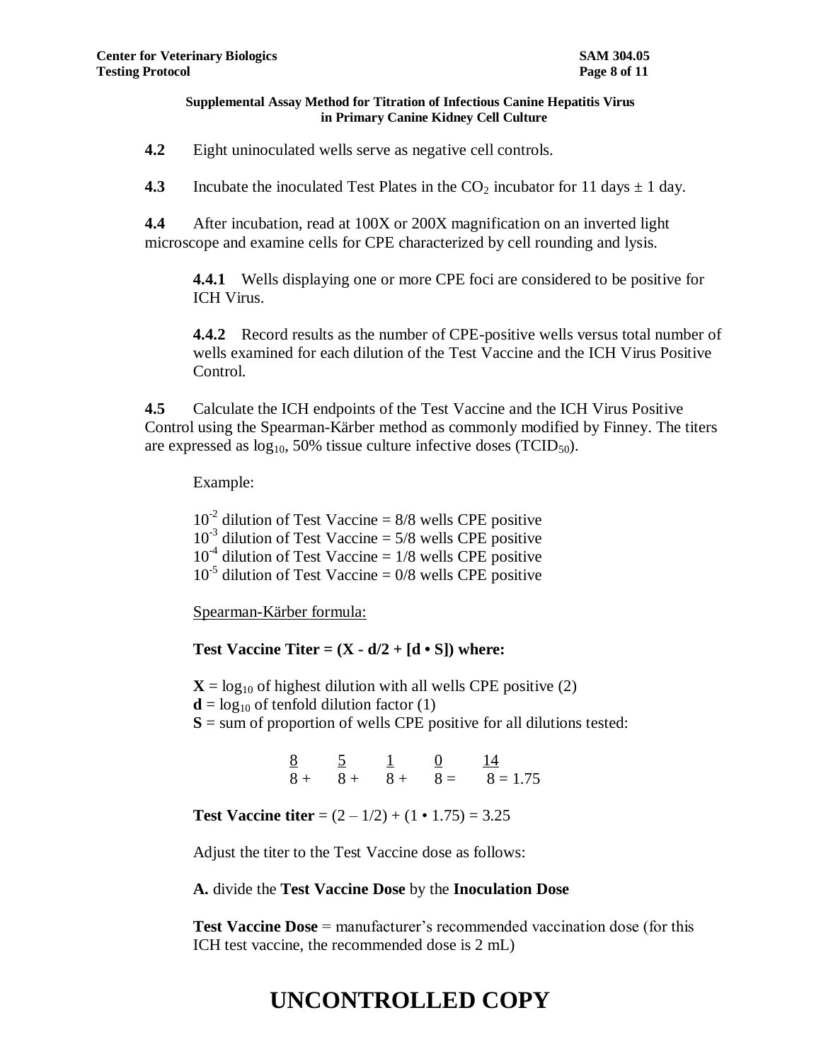**4.2** Eight uninoculated wells serve as negative cell controls.

**4.3** Incubate the inoculated Test Plates in the $CO_2$ incubator for 11 days ± 1 day.

**4.4** After incubation, read at 100X or 200X magnification on an inverted light microscope and examine cells for CPE characterized by cell rounding and lysis.

**4.4.1** Wells displaying one or more CPE foci are considered to be positive for ICH Virus.

**4.4.2** Record results as the number of CPE-positive wells versus total number of wells examined for each dilution of the Test Vaccine and the ICH Virus Positive Control.

**4.5** Calculate the ICH endpoints of the Test Vaccine and the ICH Virus Positive Control using the Spearman-Kärber method as commonly modified by Finney. The titers are expressed as $\log_{10}$, 50% tissue culture infective doses ($TCID_{50}$).

Example:

$10^{-2}$ dilution of Test Vaccine = 8/8 wells CPE positive
$10^{-3}$ dilution of Test Vaccine = 5/8 wells CPE positive
$10^{-4}$ dilution of Test Vaccine = 1/8 wells CPE positive
$10^{-5}$ dilution of Test Vaccine = 0/8 wells CPE positive

Spearman-Kärber formula:

**Test Vaccine Titer = (X - d/2 + [d • S]) where:**

**X** = $\log_{10}$ of highest dilution with all wells CPE positive (2)
**d** = $\log_{10}$ of tenfold dilution factor (1)
**S** = sum of proportion of wells CPE positive for all dilutions tested:

$$\frac{8}{8} + \frac{5}{8} + \frac{1}{8} + \frac{0}{8} = \frac{14}{8} = 1.75$$

**Test Vaccine titer** = (2 – 1/2) + (1 • 1.75) = 3.25

Adjust the titer to the Test Vaccine dose as follows:

**A.** divide the **Test Vaccine Dose** by the **Inoculation Dose**

**Test Vaccine Dose** = manufacturer's recommended vaccination dose (for this ICH test vaccine, the recommended dose is 2 mL)

UNCONTROLLED COPY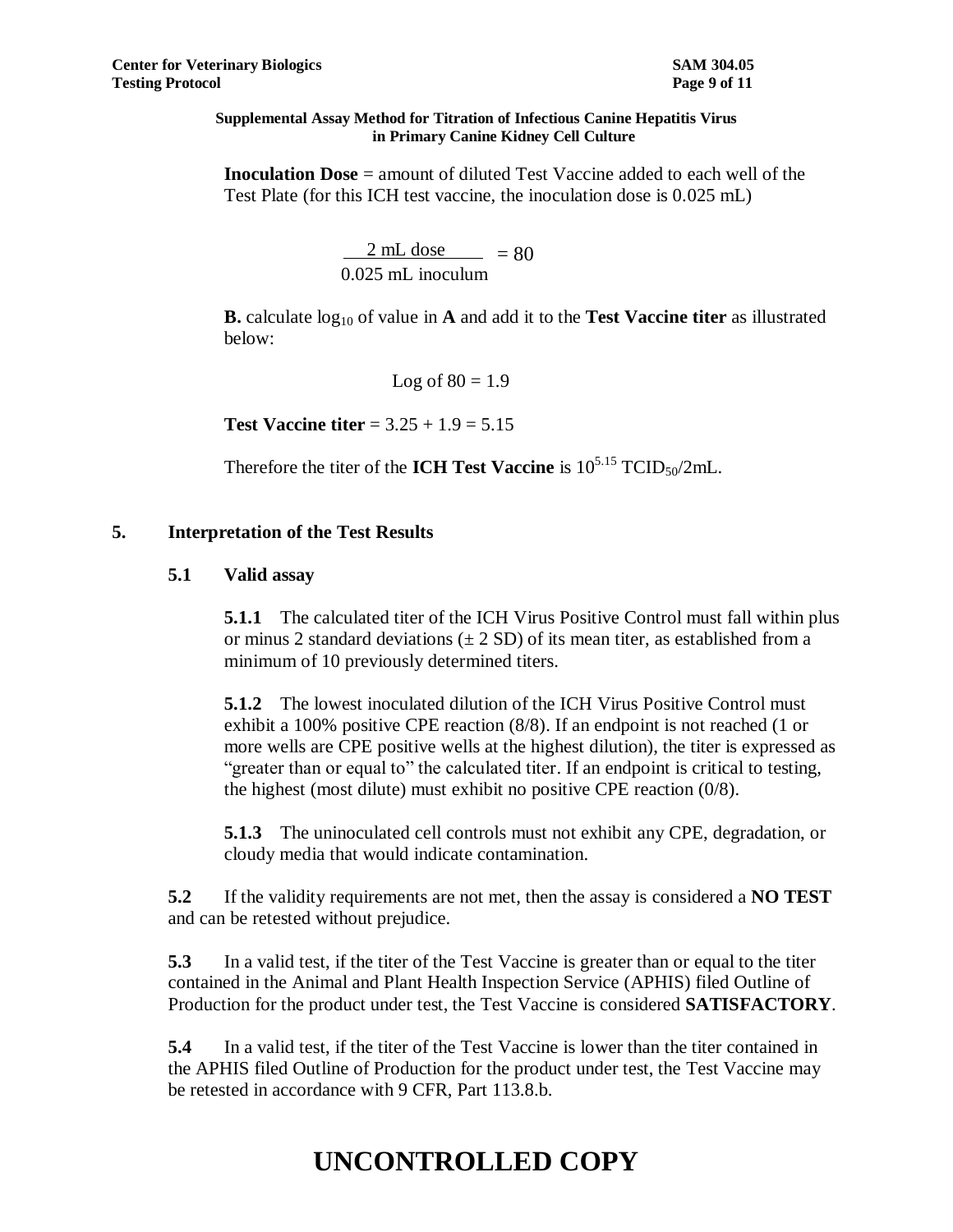**Inoculation Dose** = amount of diluted Test Vaccine added to each well of the Test Plate (for this ICH test vaccine, the inoculation dose is 0.025 mL)

$$\frac{2 \text{ mL dose}}{0.025 \text{ mL inoculum}} = 80$$

**B.** calculate $\log_{10}$ of value in **A** and add it to the **Test Vaccine titer** as illustrated below:

Log of 80 = 1.9

**Test Vaccine titer** = 3.25 + 1.9 = 5.15

Therefore the titer of the **ICH Test Vaccine** is $10^{5.15}$ $TCID_{50}$/2mL.

## 5. Interpretation of the Test Results

### 5.1 Valid assay

**5.1.1** The calculated titer of the ICH Virus Positive Control must fall within plus or minus 2 standard deviations (± 2 SD) of its mean titer, as established from a minimum of 10 previously determined titers.

**5.1.2** The lowest inoculated dilution of the ICH Virus Positive Control must exhibit a 100% positive CPE reaction (8/8). If an endpoint is not reached (1 or more wells are CPE positive wells at the highest dilution), the titer is expressed as "greater than or equal to" the calculated titer. If an endpoint is critical to testing, the highest (most dilute) must exhibit no positive CPE reaction (0/8).

**5.1.3** The uninoculated cell controls must not exhibit any CPE, degradation, or cloudy media that would indicate contamination.

**5.2** If the validity requirements are not met, then the assay is considered a **NO TEST** and can be retested without prejudice.

**5.3** In a valid test, if the titer of the Test Vaccine is greater than or equal to the titer contained in the Animal and Plant Health Inspection Service (APHIS) filed Outline of Production for the product under test, the Test Vaccine is considered **SATISFACTORY**.

**5.4** In a valid test, if the titer of the Test Vaccine is lower than the titer contained in the APHIS filed Outline of Production for the product under test, the Test Vaccine may be retested in accordance with 9 CFR, Part 113.8.b.

# UNCONTROLLED COPY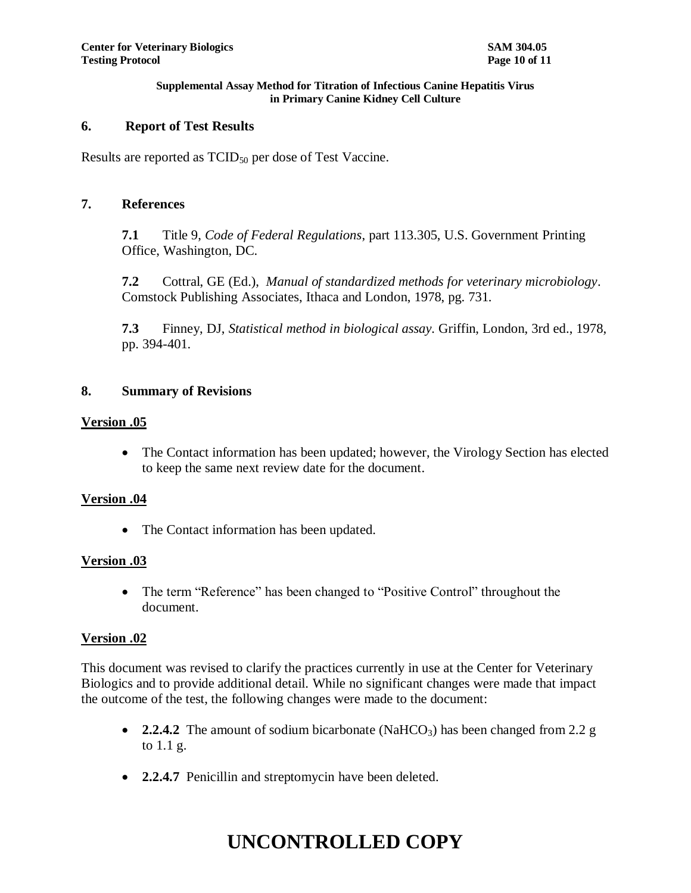## 6. Report of Test Results

Results are reported as $TCID_{50}$ per dose of Test Vaccine.

## 7. References

**7.1** Title 9, *Code of Federal Regulations*, part 113.305, U.S. Government Printing Office, Washington, DC.

**7.2** Cottral, GE (Ed.), *Manual of standardized methods for veterinary microbiology*. Comstock Publishing Associates, Ithaca and London, 1978, pg. 731.

**7.3** Finney, DJ, *Statistical method in biological assay*. Griffin, London, 3rd ed., 1978, pp. 394-401.

## 8. Summary of Revisions

**Version .05**

- The Contact information has been updated; however, the Virology Section has elected to keep the same next review date for the document.

**Version .04**

- The Contact information has been updated.

**Version .03**

- The term "Reference" has been changed to "Positive Control" throughout the document.

**Version .02**

This document was revised to clarify the practices currently in use at the Center for Veterinary Biologics and to provide additional detail. While no significant changes were made that impact the outcome of the test, the following changes were made to the document:

- **2.2.4.2** The amount of sodium bicarbonate ($NaHCO_3$) has been changed from 2.2 g to 1.1 g.
- **2.2.4.7** Penicillin and streptomycin have been deleted.

**UNCONTROLLED COPY**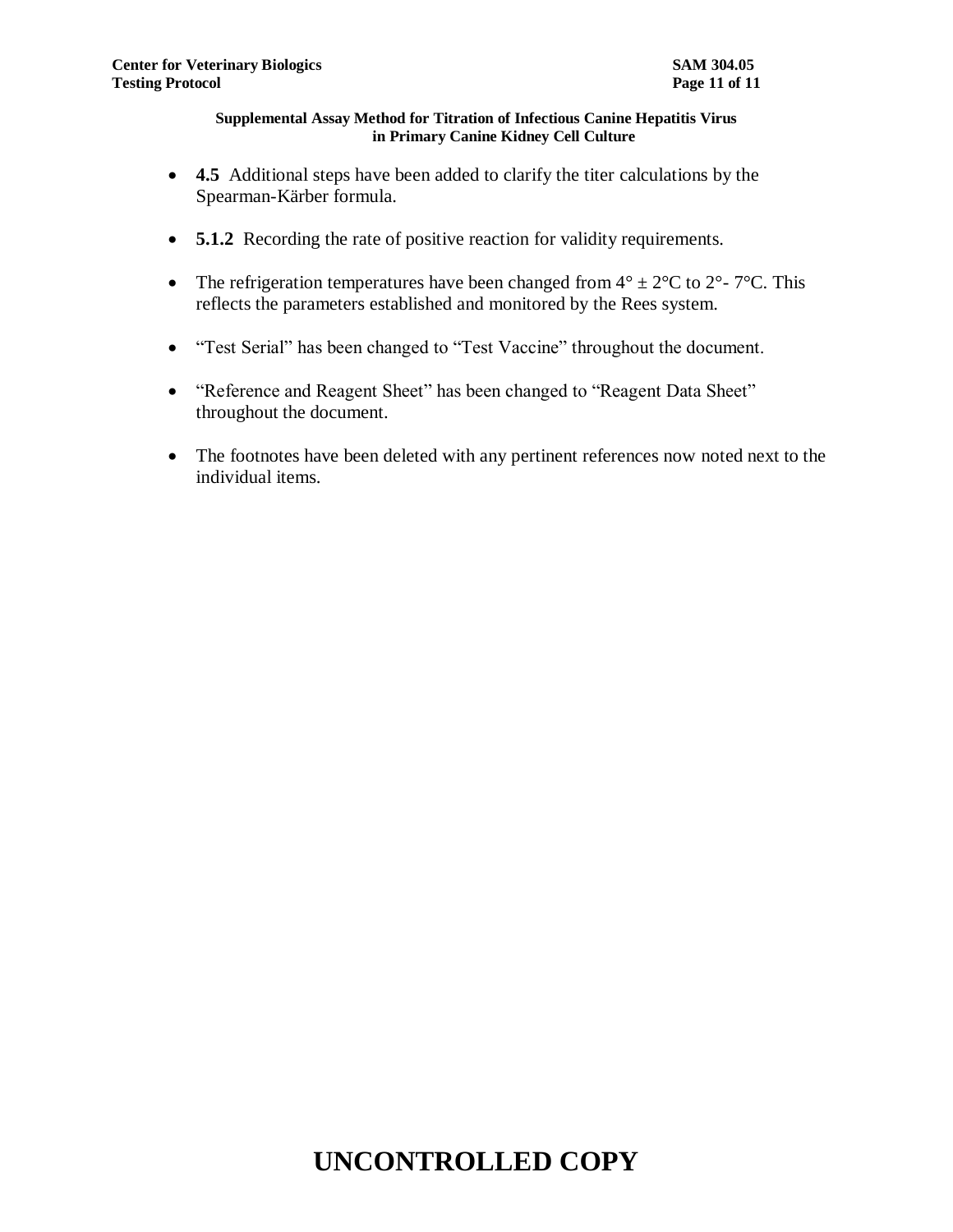- **4.5** Additional steps have been added to clarify the titer calculations by the Spearman-Kärber formula.

- **5.1.2** Recording the rate of positive reaction for validity requirements.

- The refrigeration temperatures have been changed from 4° ± 2°C to 2°- 7°C. This reflects the parameters established and monitored by the Rees system.

- "Test Serial" has been changed to "Test Vaccine" throughout the document.

- "Reference and Reagent Sheet" has been changed to "Reagent Data Sheet" throughout the document.

- The footnotes have been deleted with any pertinent references now noted next to the individual items.

# UNCONTROLLED COPY